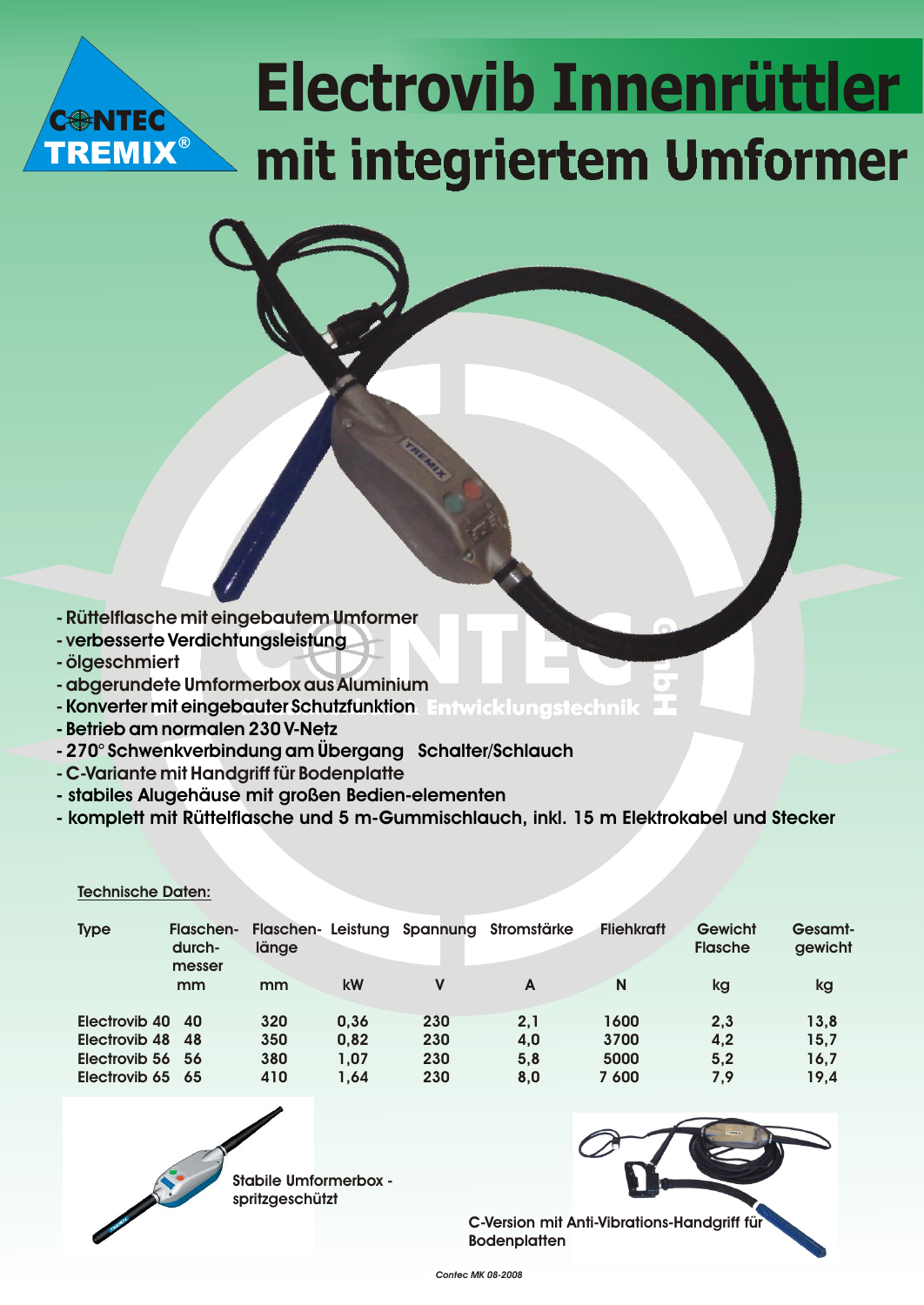# Electrovib Innenrüttler mit integriertem Umformer

- Rüttelflasche mit eingebautem Umformer
- verbesserte Verdichtungsleistung
- ölgeschmiert
- abgerundete Umformerbox aus Aluminium
- Konverter mit eingebauter Schutzfunktion
- Betrieb am normalen 230 V-Netz
- 270° Schwenkverbindung am Übergang Schalter/Schlauch
- C-Variante mit Handgriff für Bodenplatte
- stabiles Alugehäuse mit großen Bedien-elementen
- komplett mit Rüttelflasche und 5 m-Gummischlauch, inkl. 15 m Elektrokabel und Stecker

Technische Daten:

| Type | Flaschen-durch-messer | Flaschen-länge | Leistung | Spannung | Stromstärke | Fliehkraft | Gewicht Flasche | Gesamt-gewicht |
|---|---|---|---|---|---|---|---|---|
| | mm | mm | kW | V | A | N | kg | kg |
| Electrovib 40 | 40 | 320 | 0,36 | 230 | 2,1 | 1600 | 2,3 | 13,8 |
| Electrovib 48 | 48 | 350 | 0,82 | 230 | 4,0 | 3700 | 4,2 | 15,7 |
| Electrovib 56 | 56 | 380 | 1,07 | 230 | 5,8 | 5000 | 5,2 | 16,7 |
| Electrovib 65 | 65 | 410 | 1,64 | 230 | 8,0 | 7 600 | 7,9 | 19,4 |

Stabile Umformerbox - spritzgeschützt

C-Version mit Anti-Vibrations-Handgriff für Bodenplatten

Contec MK 08-2008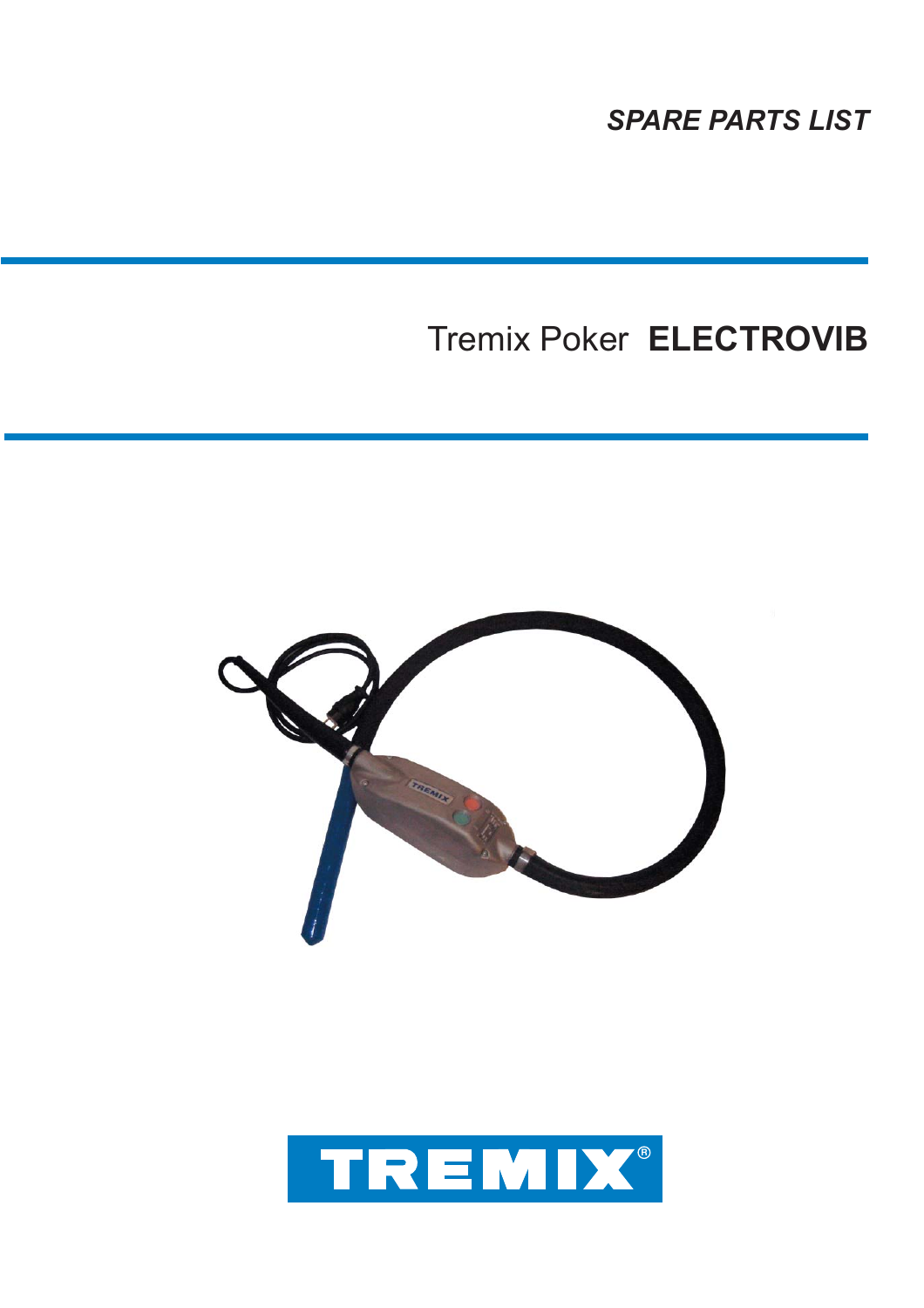*SPARE PARTS LIST*

# Tremix Poker **ELECTROVIB**

TREMIX®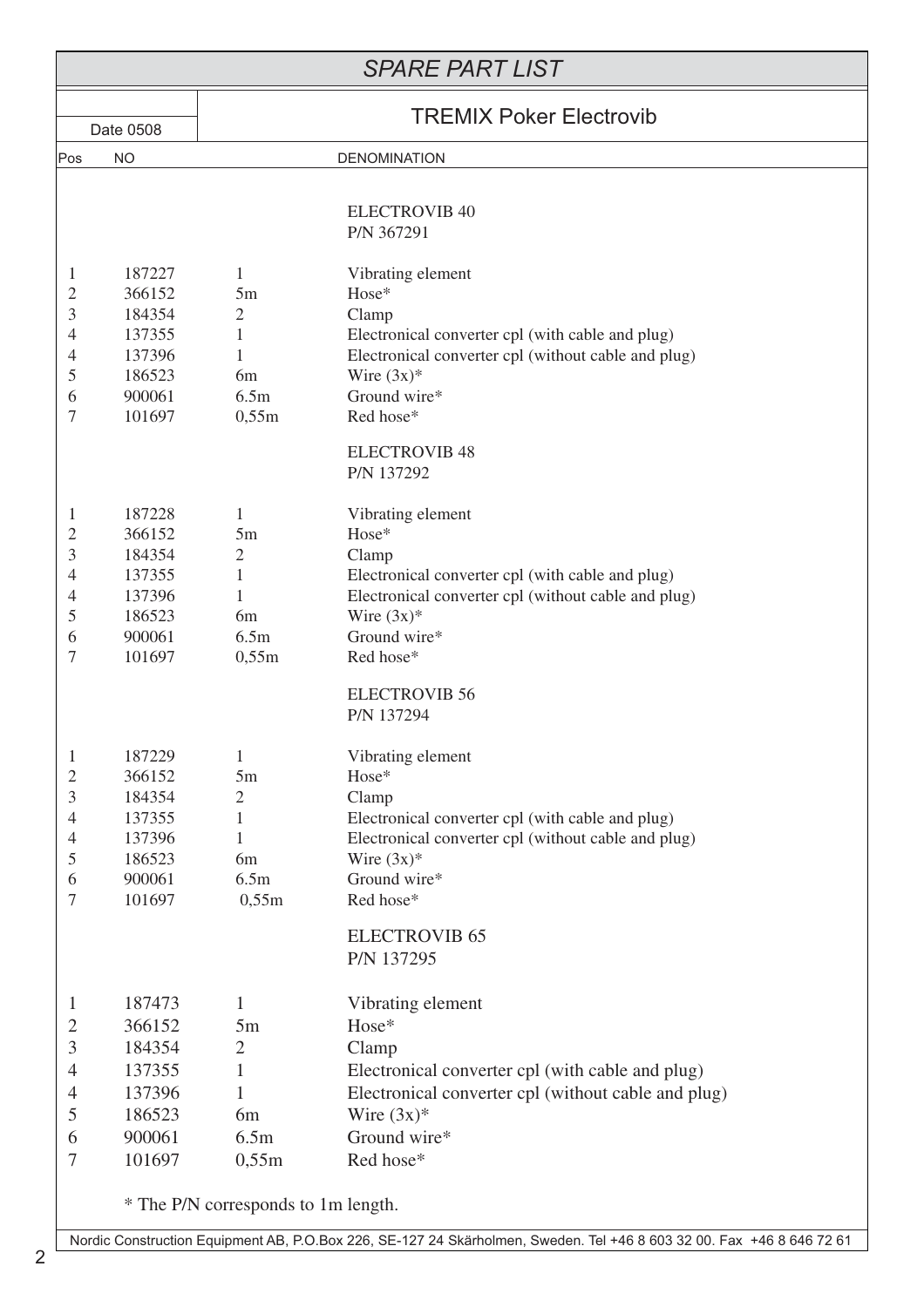# SPARE PART LIST

## TREMIX Poker Electrovib

Date 0508

| Pos | NO | | DENOMINATION |
|---|---|---|---|
| | | | **ELECTROVIB 40** |
| | | | **P/N 367291** |
| 1 | 187227 | 1 | Vibrating element |
| 2 | 366152 | 5m | Hose* |
| 3 | 184354 | 2 | Clamp |
| 4 | 137355 | 1 | Electronical converter cpl (with cable and plug) |
| 4 | 137396 | 1 | Electronical converter cpl (without cable and plug) |
| 5 | 186523 | 6m | Wire (3x)* |
| 6 | 900061 | 6.5m | Ground wire* |
| 7 | 101697 | 0,55m | Red hose* |
| | | | **ELECTROVIB 48** |
| | | | **P/N 137292** |
| 1 | 187228 | 1 | Vibrating element |
| 2 | 366152 | 5m | Hose* |
| 3 | 184354 | 2 | Clamp |
| 4 | 137355 | 1 | Electronical converter cpl (with cable and plug) |
| 4 | 137396 | 1 | Electronical converter cpl (without cable and plug) |
| 5 | 186523 | 6m | Wire (3x)* |
| 6 | 900061 | 6.5m | Ground wire* |
| 7 | 101697 | 0,55m | Red hose* |
| | | | **ELECTROVIB 56** |
| | | | **P/N 137294** |
| 1 | 187229 | 1 | Vibrating element |
| 2 | 366152 | 5m | Hose* |
| 3 | 184354 | 2 | Clamp |
| 4 | 137355 | 1 | Electronical converter cpl (with cable and plug) |
| 4 | 137396 | 1 | Electronical converter cpl (without cable and plug) |
| 5 | 186523 | 6m | Wire (3x)* |
| 6 | 900061 | 6.5m | Ground wire* |
| 7 | 101697 | 0,55m | Red hose* |
| | | | **ELECTROVIB 65** |
| | | | **P/N 137295** |
| 1 | 187473 | 1 | Vibrating element |
| 2 | 366152 | 5m | Hose* |
| 3 | 184354 | 2 | Clamp |
| 4 | 137355 | 1 | Electronical converter cpl (with cable and plug) |
| 4 | 137396 | 1 | Electronical converter cpl (without cable and plug) |
| 5 | 186523 | 6m | Wire (3x)* |
| 6 | 900061 | 6.5m | Ground wire* |
| 7 | 101697 | 0,55m | Red hose* |

* The P/N corresponds to 1m length.

Nordic Construction Equipment AB, P.O.Box 226, SE-127 24 Skärholmen, Sweden. Tel +46 8 603 32 00. Fax +46 8 646 72 61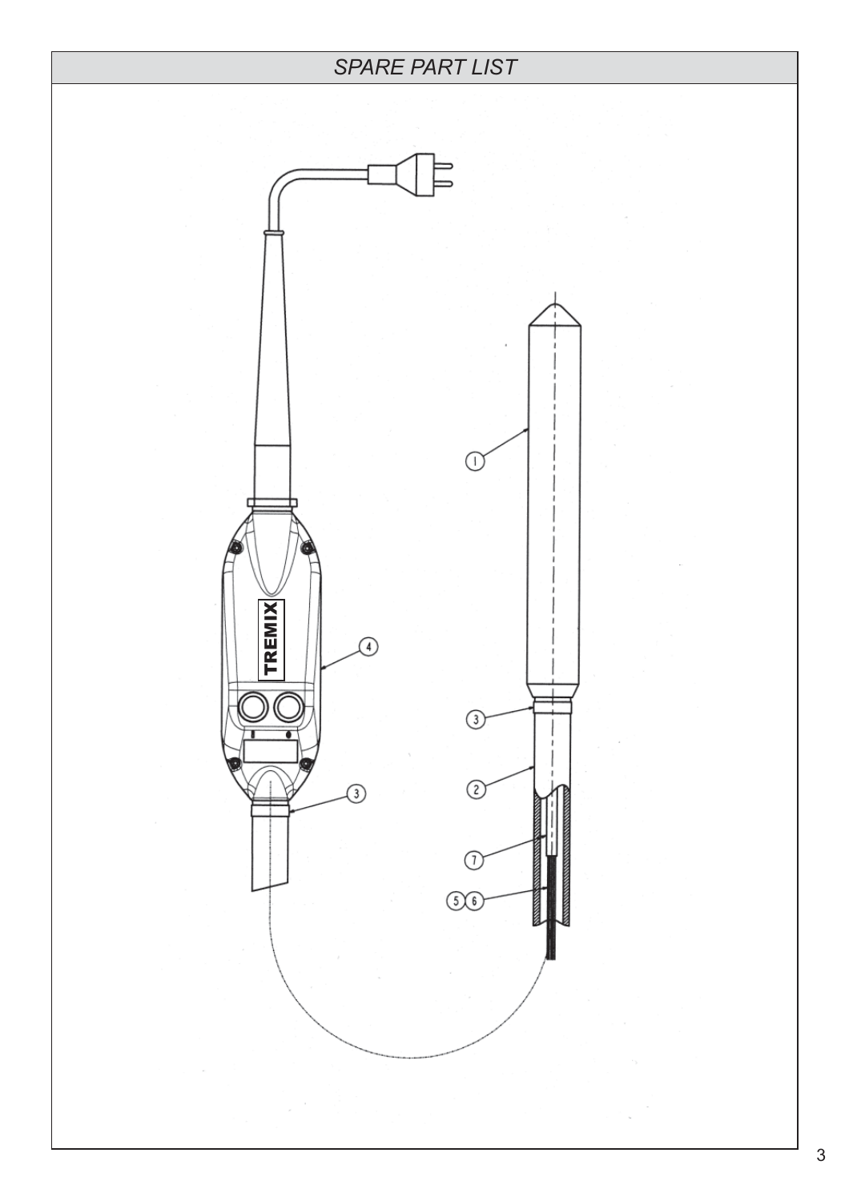## *SPARE PART LIST*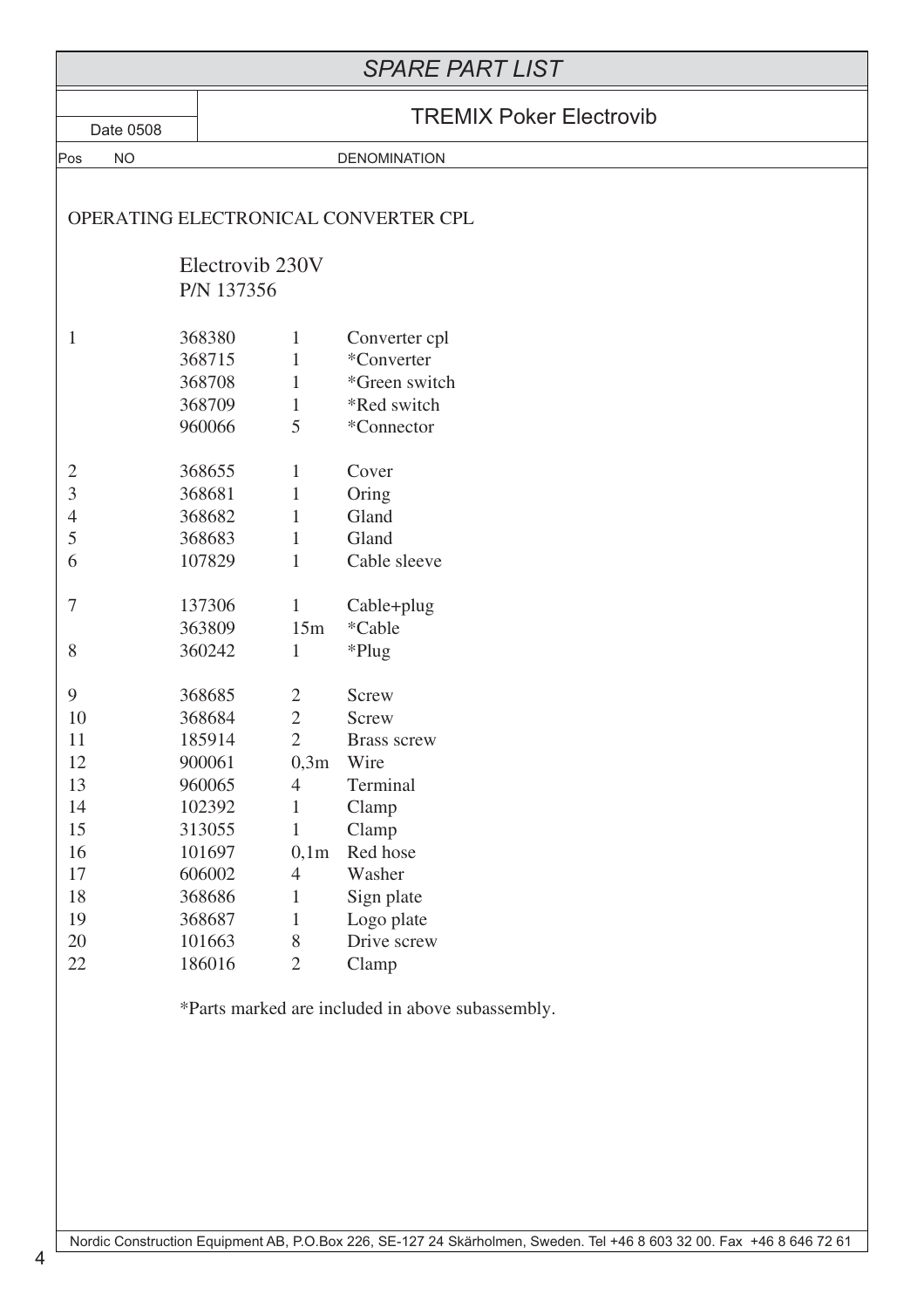# SPARE PART LIST

Date 0508

## TREMIX Poker Electrovib

| Pos | NO | | DENOMINATION |
|---|---|---|---|

OPERATING ELECTRONICAL CONVERTER CPL

Electrovib 230V
P/N 137356

| Pos | NO | Qty | Denomination |
|---|---|---|---|
| 1 | 368380 | 1 | Converter cpl |
| | 368715 | 1 | *Converter |
| | 368708 | 1 | *Green switch |
| | 368709 | 1 | *Red switch |
| | 960066 | 5 | *Connector |
| 2 | 368655 | 1 | Cover |
| 3 | 368681 | 1 | Oring |
| 4 | 368682 | 1 | Gland |
| 5 | 368683 | 1 | Gland |
| 6 | 107829 | 1 | Cable sleeve |
| 7 | 137306 | 1 | Cable+plug |
| | 363809 | 15m | *Cable |
| 8 | 360242 | 1 | *Plug |
| 9 | 368685 | 2 | Screw |
| 10 | 368684 | 2 | Screw |
| 11 | 185914 | 2 | Brass screw |
| 12 | 900061 | 0,3m | Wire |
| 13 | 960065 | 4 | Terminal |
| 14 | 102392 | 1 | Clamp |
| 15 | 313055 | 1 | Clamp |
| 16 | 101697 | 0,1m | Red hose |
| 17 | 606002 | 4 | Washer |
| 18 | 368686 | 1 | Sign plate |
| 19 | 368687 | 1 | Logo plate |
| 20 | 101663 | 8 | Drive screw |
| 22 | 186016 | 2 | Clamp |

*Parts marked are included in above subassembly.

Nordic Construction Equipment AB, P.O.Box 226, SE-127 24 Skärholmen, Sweden. Tel +46 8 603 32 00. Fax +46 8 646 72 61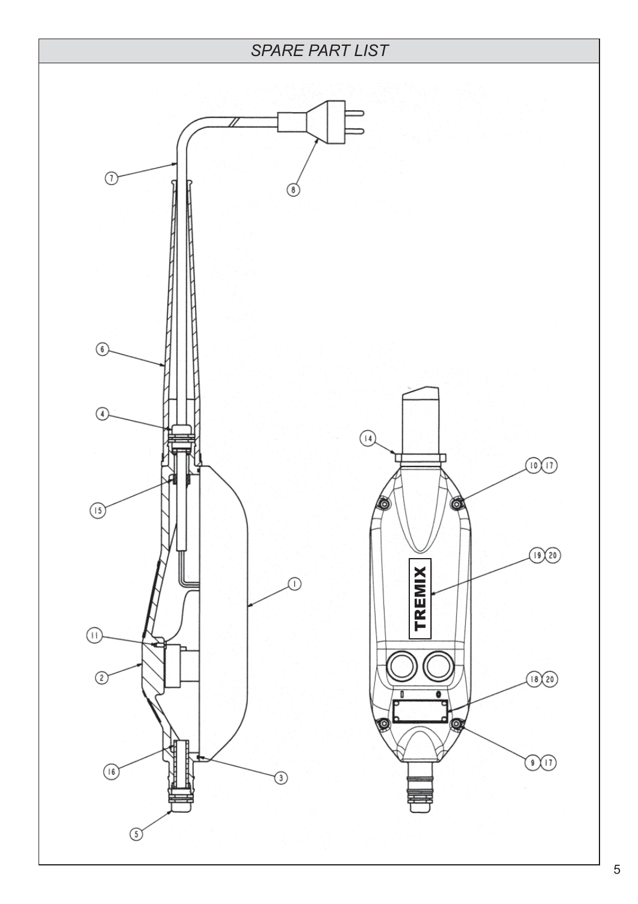## SPARE PART LIST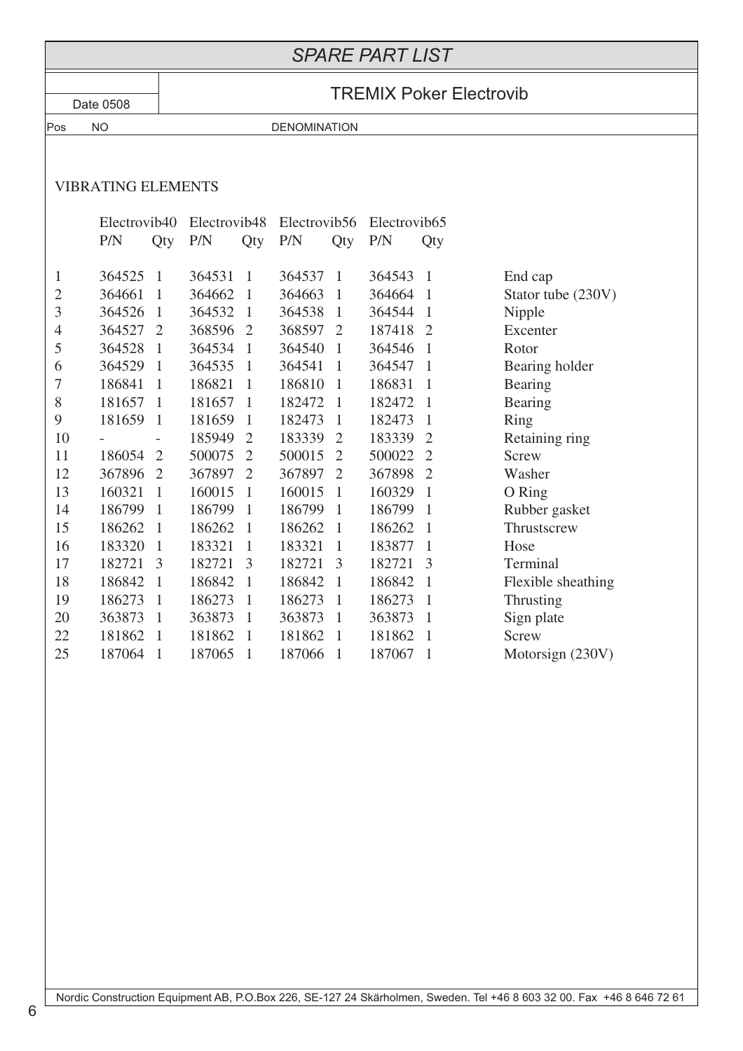# SPARE PART LIST

## TREMIX Poker Electrovib

Date 0508

Pos NO DENOMINATION

### VIBRATING ELEMENTS

| Pos | Electrovib40 P/N | Qty | Electrovib48 P/N | Qty | Electrovib56 P/N | Qty | Electrovib65 P/N | Qty | Denomination |
|---|---|---|---|---|---|---|---|---|---|
| 1 | 364525 | 1 | 364531 | 1 | 364537 | 1 | 364543 | 1 | End cap |
| 2 | 364661 | 1 | 364662 | 1 | 364663 | 1 | 364664 | 1 | Stator tube (230V) |
| 3 | 364526 | 1 | 364532 | 1 | 364538 | 1 | 364544 | 1 | Nipple |
| 4 | 364527 | 2 | 368596 | 2 | 368597 | 2 | 187418 | 2 | Excenter |
| 5 | 364528 | 1 | 364534 | 1 | 364540 | 1 | 364546 | 1 | Rotor |
| 6 | 364529 | 1 | 364535 | 1 | 364541 | 1 | 364547 | 1 | Bearing holder |
| 7 | 186841 | 1 | 186821 | 1 | 186810 | 1 | 186831 | 1 | Bearing |
| 8 | 181657 | 1 | 181657 | 1 | 182472 | 1 | 182472 | 1 | Bearing |
| 9 | 181659 | 1 | 181659 | 1 | 182473 | 1 | 182473 | 1 | Ring |
| 10 | - | - | 185949 | 2 | 183339 | 2 | 183339 | 2 | Retaining ring |
| 11 | 186054 | 2 | 500075 | 2 | 500015 | 2 | 500022 | 2 | Screw |
| 12 | 367896 | 2 | 367897 | 2 | 367897 | 2 | 367898 | 2 | Washer |
| 13 | 160321 | 1 | 160015 | 1 | 160015 | 1 | 160329 | 1 | O Ring |
| 14 | 186799 | 1 | 186799 | 1 | 186799 | 1 | 186799 | 1 | Rubber gasket |
| 15 | 186262 | 1 | 186262 | 1 | 186262 | 1 | 186262 | 1 | Thrustscrew |
| 16 | 183320 | 1 | 183321 | 1 | 183321 | 1 | 183877 | 1 | Hose |
| 17 | 182721 | 3 | 182721 | 3 | 182721 | 3 | 182721 | 3 | Terminal |
| 18 | 186842 | 1 | 186842 | 1 | 186842 | 1 | 186842 | 1 | Flexible sheathing |
| 19 | 186273 | 1 | 186273 | 1 | 186273 | 1 | 186273 | 1 | Thrusting |
| 20 | 363873 | 1 | 363873 | 1 | 363873 | 1 | 363873 | 1 | Sign plate |
| 22 | 181862 | 1 | 181862 | 1 | 181862 | 1 | 181862 | 1 | Screw |
| 25 | 187064 | 1 | 187065 | 1 | 187066 | 1 | 187067 | 1 | Motorsign (230V) |

Nordic Construction Equipment AB, P.O.Box 226, SE-127 24 Skärholmen, Sweden. Tel +46 8 603 32 00. Fax +46 8 646 72 61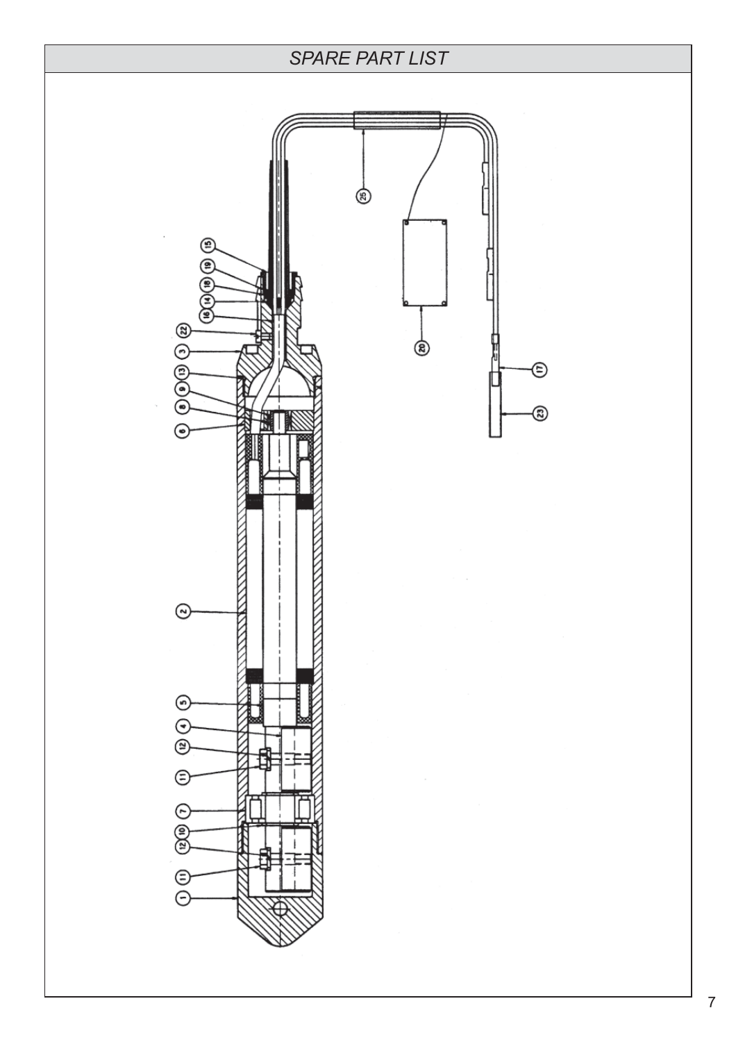## SPARE PART LIST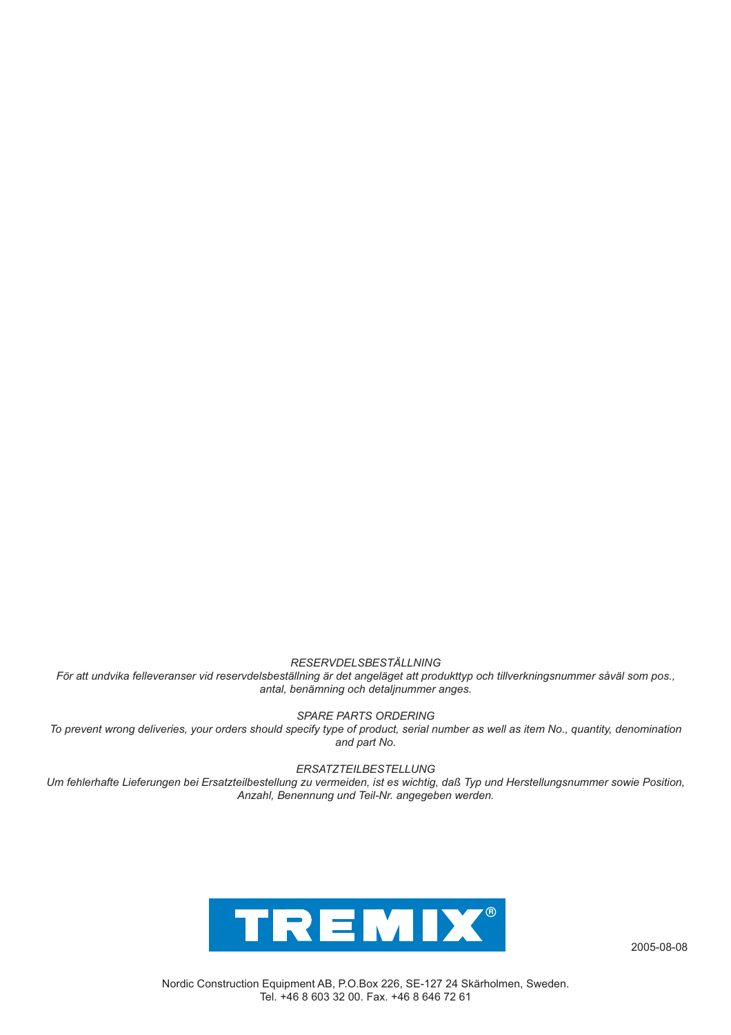*RESERVDELSBESTÄLLNING*
*För att undvika felleveranser vid reservdelsbeställning är det angeläget att produkttyp och tillverkningsnummer såväl som pos., antal, benämning och detaljnummer anges.*

*SPARE PARTS ORDERING*
*To prevent wrong deliveries, your orders should specify type of product, serial number as well as item No., quantity, denomination and part No.*

*ERSATZTEILBESTELLUNG*
*Um fehlerhafte Lieferungen bei Ersatzteilbestellung zu vermeiden, ist es wichtig, daß Typ und Herstellungsnummer sowie Position, Anzahl, Benennung und Teil-Nr. angegeben werden.*

TREMIX®

2005-08-08

Nordic Construction Equipment AB, P.O.Box 226, SE-127 24 Skärholmen, Sweden.
Tel. +46 8 603 32 00. Fax. +46 8 646 72 61